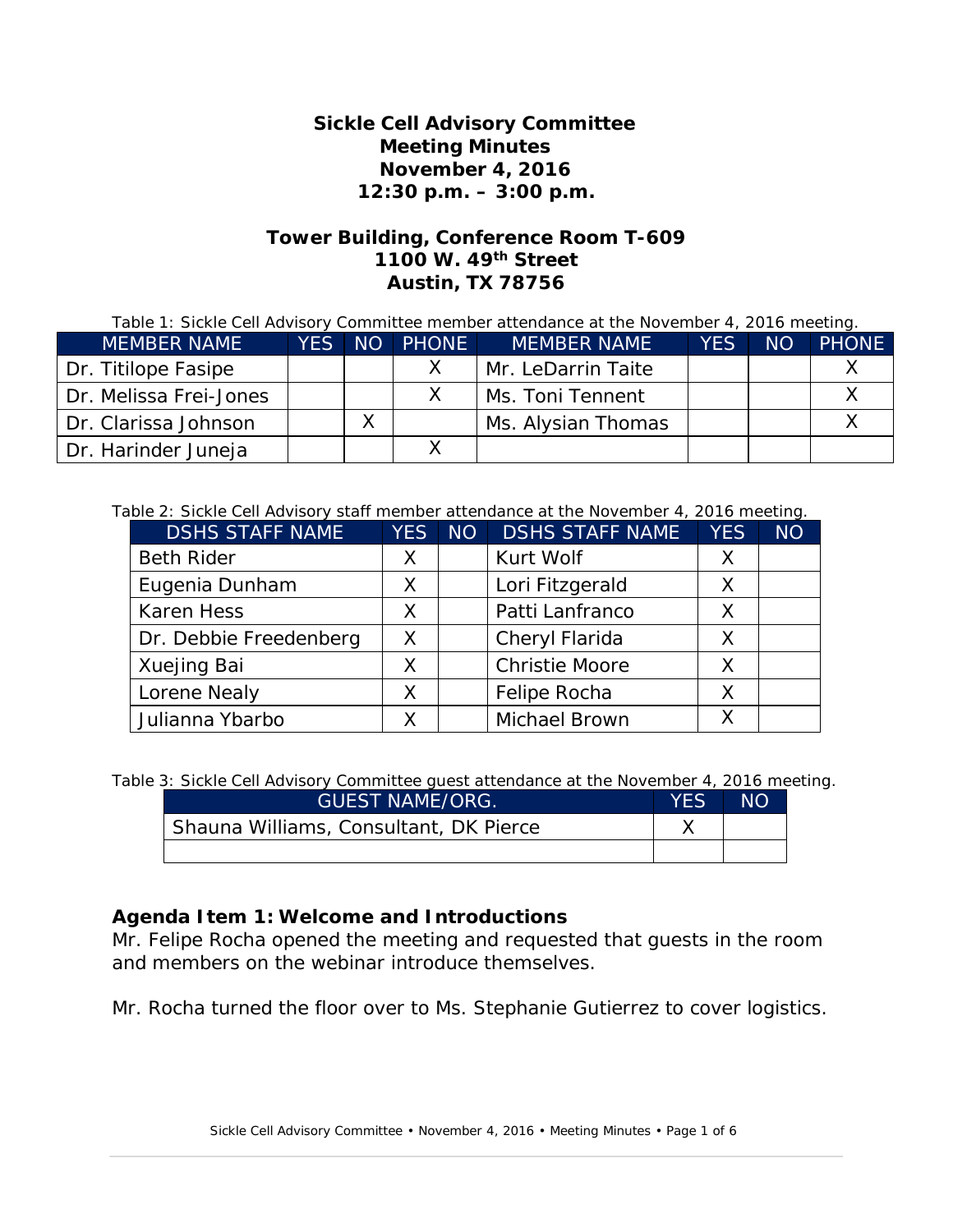# Sickle Cell Advisory Committee
## Meeting Minutes
## November 4, 2016
## 12:30 p.m. – 3:00 p.m.

### Tower Building, Conference Room T-609
### 1100 W. 49th Street
### Austin, TX 78756

Table 1: Sickle Cell Advisory Committee member attendance at the November 4, 2016 meeting.

| MEMBER NAME | YES | NO | PHONE | MEMBER NAME | YES | NO | PHONE |
|---|---|---|---|---|---|---|---|
| Dr. Titilope Fasipe | | | X | Mr. LeDarrin Taite | | | X |
| Dr. Melissa Frei-Jones | | | X | Ms. Toni Tennent | | | X |
| Dr. Clarissa Johnson | | X | | Ms. Alysian Thomas | | | X |
| Dr. Harinder Juneja | | | X | | | | |

Table 2: Sickle Cell Advisory staff member attendance at the November 4, 2016 meeting.

| DSHS STAFF NAME | YES | NO | DSHS STAFF NAME | YES | NO |
|---|---|---|---|---|---|
| Beth Rider | X | | Kurt Wolf | X | |
| Eugenia Dunham | X | | Lori Fitzgerald | X | |
| Karen Hess | X | | Patti Lanfranco | X | |
| Dr. Debbie Freedenberg | X | | Cheryl Flarida | X | |
| Xuejing Bai | X | | Christie Moore | X | |
| Lorene Nealy | X | | Felipe Rocha | X | |
| Julianna Ybarbo | X | | Michael Brown | X | |

Table 3: Sickle Cell Advisory Committee guest attendance at the November 4, 2016 meeting.

| GUEST NAME/ORG. | YES | NO |
|---|---|---|
| Shauna Williams, Consultant, DK Pierce | X | |
| | | |

**Agenda Item 1: Welcome and Introductions**

Mr. Felipe Rocha opened the meeting and requested that guests in the room and members on the webinar introduce themselves.

Mr. Rocha turned the floor over to Ms. Stephanie Gutierrez to cover logistics.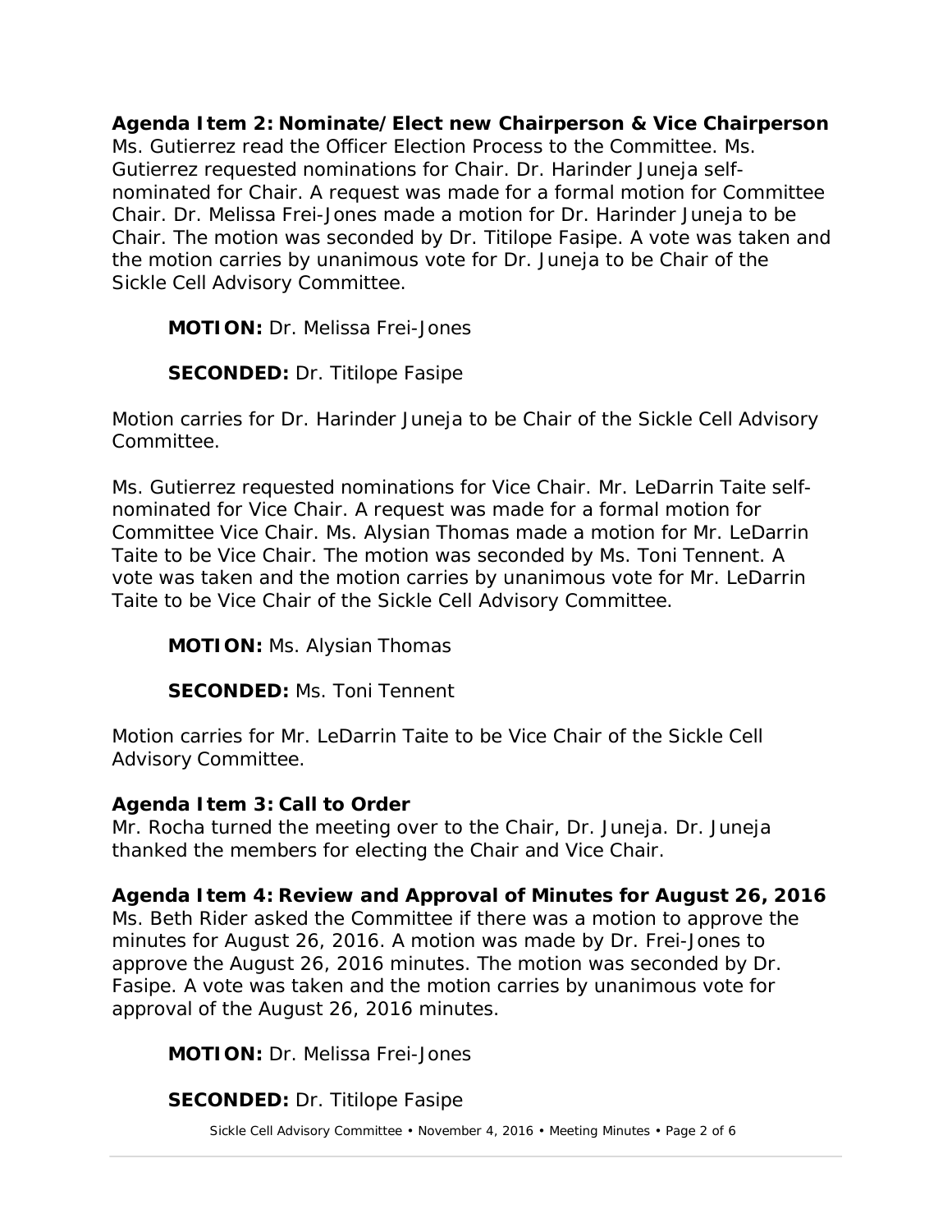**Agenda Item 2: Nominate/Elect new Chairperson & Vice Chairperson**
Ms. Gutierrez read the Officer Election Process to the Committee. Ms. Gutierrez requested nominations for Chair. Dr. Harinder Juneja self-nominated for Chair. A request was made for a formal motion for Committee Chair. Dr. Melissa Frei-Jones made a motion for Dr. Harinder Juneja to be Chair. The motion was seconded by Dr. Titilope Fasipe. A vote was taken and the motion carries by unanimous vote for Dr. Juneja to be Chair of the Sickle Cell Advisory Committee.

**MOTION:** Dr. Melissa Frei-Jones

**SECONDED:** Dr. Titilope Fasipe

Motion carries for Dr. Harinder Juneja to be Chair of the Sickle Cell Advisory Committee.

Ms. Gutierrez requested nominations for Vice Chair. Mr. LeDarrin Taite self-nominated for Vice Chair. A request was made for a formal motion for Committee Vice Chair. Ms. Alysian Thomas made a motion for Mr. LeDarrin Taite to be Vice Chair. The motion was seconded by Ms. Toni Tennent. A vote was taken and the motion carries by unanimous vote for Mr. LeDarrin Taite to be Vice Chair of the Sickle Cell Advisory Committee.

**MOTION:** Ms. Alysian Thomas

**SECONDED:** Ms. Toni Tennent

Motion carries for Mr. LeDarrin Taite to be Vice Chair of the Sickle Cell Advisory Committee.

**Agenda Item 3: Call to Order**
Mr. Rocha turned the meeting over to the Chair, Dr. Juneja. Dr. Juneja thanked the members for electing the Chair and Vice Chair.

**Agenda Item 4: Review and Approval of Minutes for August 26, 2016**
Ms. Beth Rider asked the Committee if there was a motion to approve the minutes for August 26, 2016. A motion was made by Dr. Frei-Jones to approve the August 26, 2016 minutes. The motion was seconded by Dr. Fasipe. A vote was taken and the motion carries by unanimous vote for approval of the August 26, 2016 minutes.

**MOTION:** Dr. Melissa Frei-Jones

**SECONDED:** Dr. Titilope Fasipe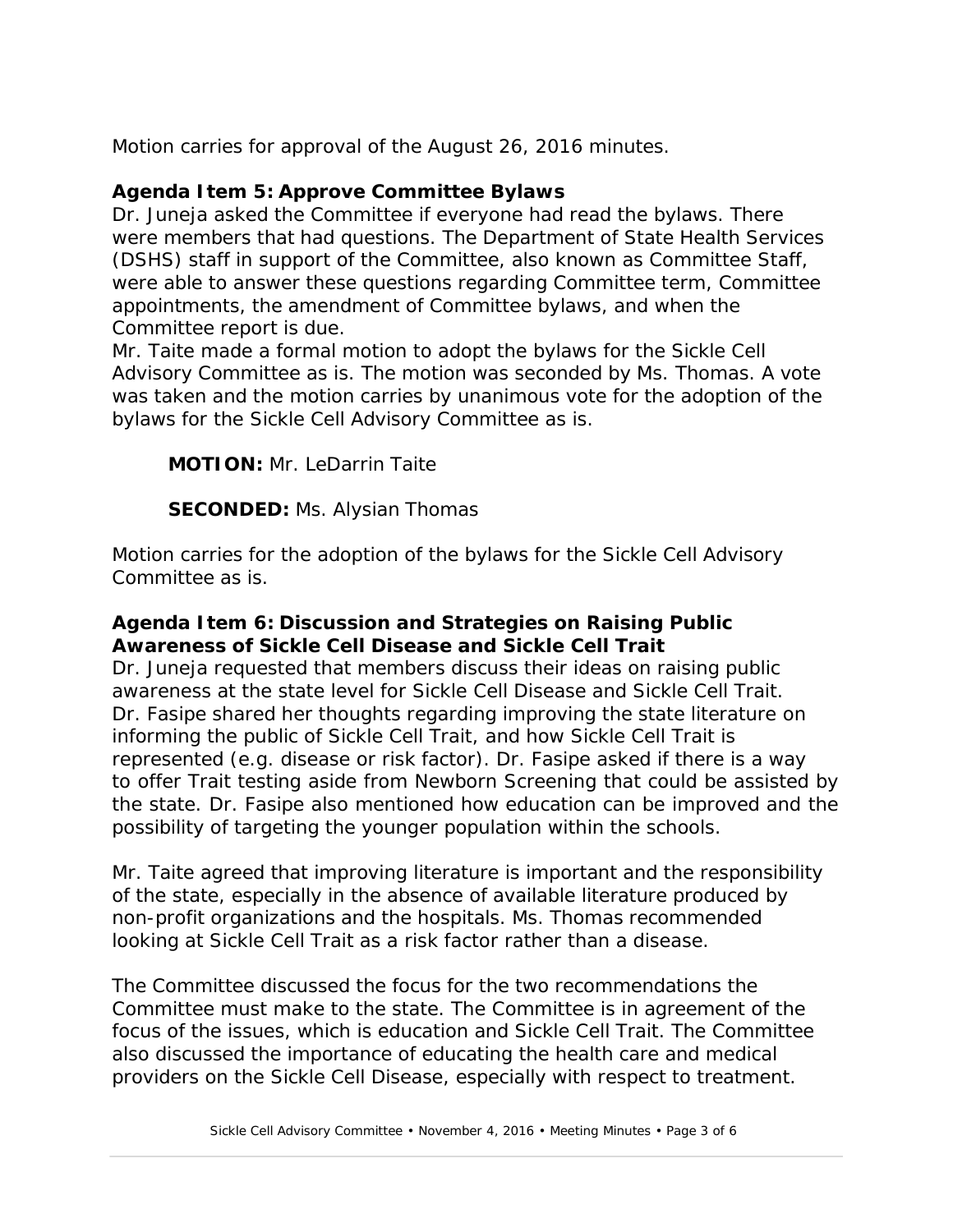Motion carries for approval of the August 26, 2016 minutes.

**Agenda Item 5: Approve Committee Bylaws**

Dr. Juneja asked the Committee if everyone had read the bylaws. There were members that had questions. The Department of State Health Services (DSHS) staff in support of the Committee, also known as Committee Staff, were able to answer these questions regarding Committee term, Committee appointments, the amendment of Committee bylaws, and when the Committee report is due.

Mr. Taite made a formal motion to adopt the bylaws for the Sickle Cell Advisory Committee as is. The motion was seconded by Ms. Thomas. A vote was taken and the motion carries by unanimous vote for the adoption of the bylaws for the Sickle Cell Advisory Committee as is.

**MOTION:** Mr. LeDarrin Taite

**SECONDED:** Ms. Alysian Thomas

Motion carries for the adoption of the bylaws for the Sickle Cell Advisory Committee as is.

**Agenda Item 6: Discussion and Strategies on Raising Public Awareness of Sickle Cell Disease and Sickle Cell Trait**

Dr. Juneja requested that members discuss their ideas on raising public awareness at the state level for Sickle Cell Disease and Sickle Cell Trait. Dr. Fasipe shared her thoughts regarding improving the state literature on informing the public of Sickle Cell Trait, and how Sickle Cell Trait is represented (e.g. disease or risk factor). Dr. Fasipe asked if there is a way to offer Trait testing aside from Newborn Screening that could be assisted by the state. Dr. Fasipe also mentioned how education can be improved and the possibility of targeting the younger population within the schools.

Mr. Taite agreed that improving literature is important and the responsibility of the state, especially in the absence of available literature produced by non-profit organizations and the hospitals. Ms. Thomas recommended looking at Sickle Cell Trait as a risk factor rather than a disease.

The Committee discussed the focus for the two recommendations the Committee must make to the state. The Committee is in agreement of the focus of the issues, which is education and Sickle Cell Trait. The Committee also discussed the importance of educating the health care and medical providers on the Sickle Cell Disease, especially with respect to treatment.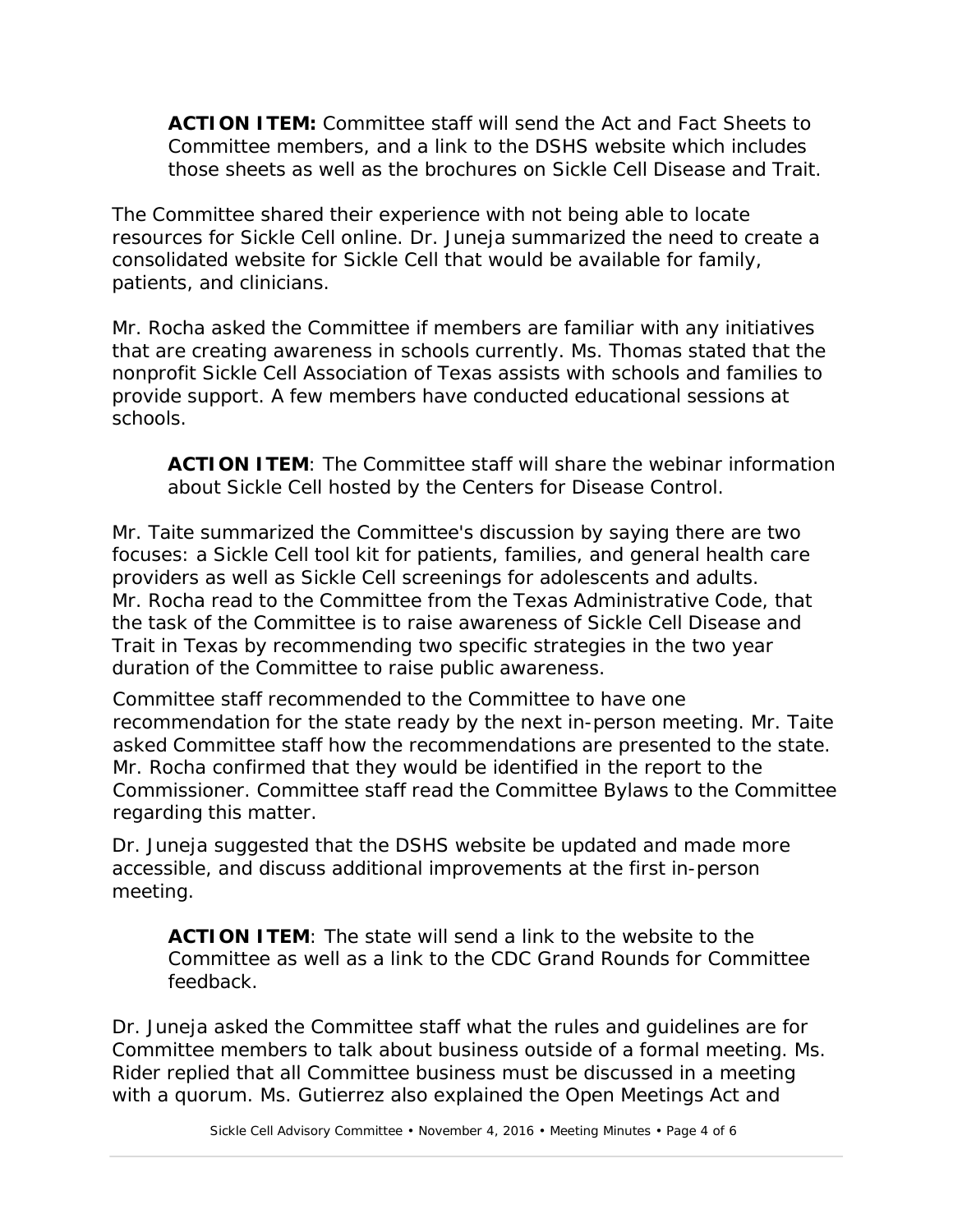> **ACTION ITEM:** Committee staff will send the Act and Fact Sheets to Committee members, and a link to the DSHS website which includes those sheets as well as the brochures on Sickle Cell Disease and Trait.

The Committee shared their experience with not being able to locate resources for Sickle Cell online. Dr. Juneja summarized the need to create a consolidated website for Sickle Cell that would be available for family, patients, and clinicians.

Mr. Rocha asked the Committee if members are familiar with any initiatives that are creating awareness in schools currently. Ms. Thomas stated that the nonprofit Sickle Cell Association of Texas assists with schools and families to provide support. A few members have conducted educational sessions at schools.

> **ACTION ITEM**: The Committee staff will share the webinar information about Sickle Cell hosted by the Centers for Disease Control.

Mr. Taite summarized the Committee's discussion by saying there are two focuses: a Sickle Cell tool kit for patients, families, and general health care providers as well as Sickle Cell screenings for adolescents and adults. Mr. Rocha read to the Committee from the Texas Administrative Code, that the task of the Committee is to raise awareness of Sickle Cell Disease and Trait in Texas by recommending two specific strategies in the two year duration of the Committee to raise public awareness.

Committee staff recommended to the Committee to have one recommendation for the state ready by the next in-person meeting. Mr. Taite asked Committee staff how the recommendations are presented to the state. Mr. Rocha confirmed that they would be identified in the report to the Commissioner. Committee staff read the Committee Bylaws to the Committee regarding this matter.

Dr. Juneja suggested that the DSHS website be updated and made more accessible, and discuss additional improvements at the first in-person meeting.

> **ACTION ITEM**: The state will send a link to the website to the Committee as well as a link to the CDC Grand Rounds for Committee feedback.

Dr. Juneja asked the Committee staff what the rules and guidelines are for Committee members to talk about business outside of a formal meeting. Ms. Rider replied that all Committee business must be discussed in a meeting with a quorum. Ms. Gutierrez also explained the Open Meetings Act and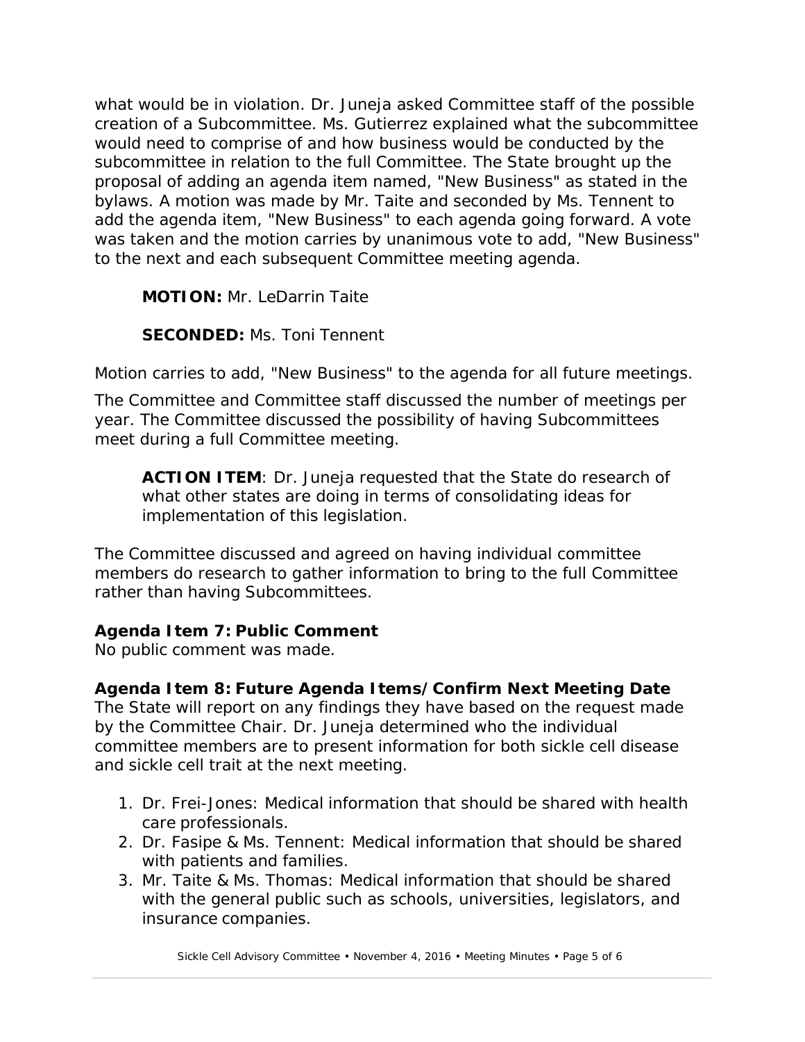what would be in violation. Dr. Juneja asked Committee staff of the possible creation of a Subcommittee. Ms. Gutierrez explained what the subcommittee would need to comprise of and how business would be conducted by the subcommittee in relation to the full Committee. The State brought up the proposal of adding an agenda item named, "New Business" as stated in the bylaws. A motion was made by Mr. Taite and seconded by Ms. Tennent to add the agenda item, "New Business" to each agenda going forward. A vote was taken and the motion carries by unanimous vote to add, "New Business" to the next and each subsequent Committee meeting agenda.

> **MOTION:** Mr. LeDarrin Taite
>
> **SECONDED:** Ms. Toni Tennent

Motion carries to add, "New Business" to the agenda for all future meetings.

The Committee and Committee staff discussed the number of meetings per year. The Committee discussed the possibility of having Subcommittees meet during a full Committee meeting.

> **ACTION ITEM**: Dr. Juneja requested that the State do research of what other states are doing in terms of consolidating ideas for implementation of this legislation.

The Committee discussed and agreed on having individual committee members do research to gather information to bring to the full Committee rather than having Subcommittees.

**Agenda Item 7: Public Comment**
No public comment was made.

**Agenda Item 8: Future Agenda Items/Confirm Next Meeting Date**
The State will report on any findings they have based on the request made by the Committee Chair. Dr. Juneja determined who the individual committee members are to present information for both sickle cell disease and sickle cell trait at the next meeting.

1. Dr. Frei-Jones: Medical information that should be shared with health care professionals.
2. Dr. Fasipe & Ms. Tennent: Medical information that should be shared with patients and families.
3. Mr. Taite & Ms. Thomas: Medical information that should be shared with the general public such as schools, universities, legislators, and insurance companies.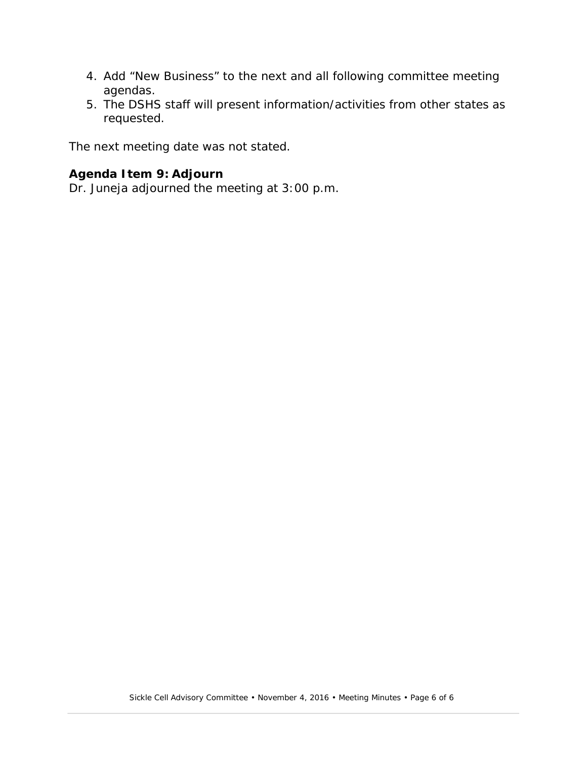4. Add “New Business” to the next and all following committee meeting agendas.
5. The DSHS staff will present information/activities from other states as requested.

The next meeting date was not stated.

### Agenda Item 9: Adjourn

Dr. Juneja adjourned the meeting at 3:00 p.m.